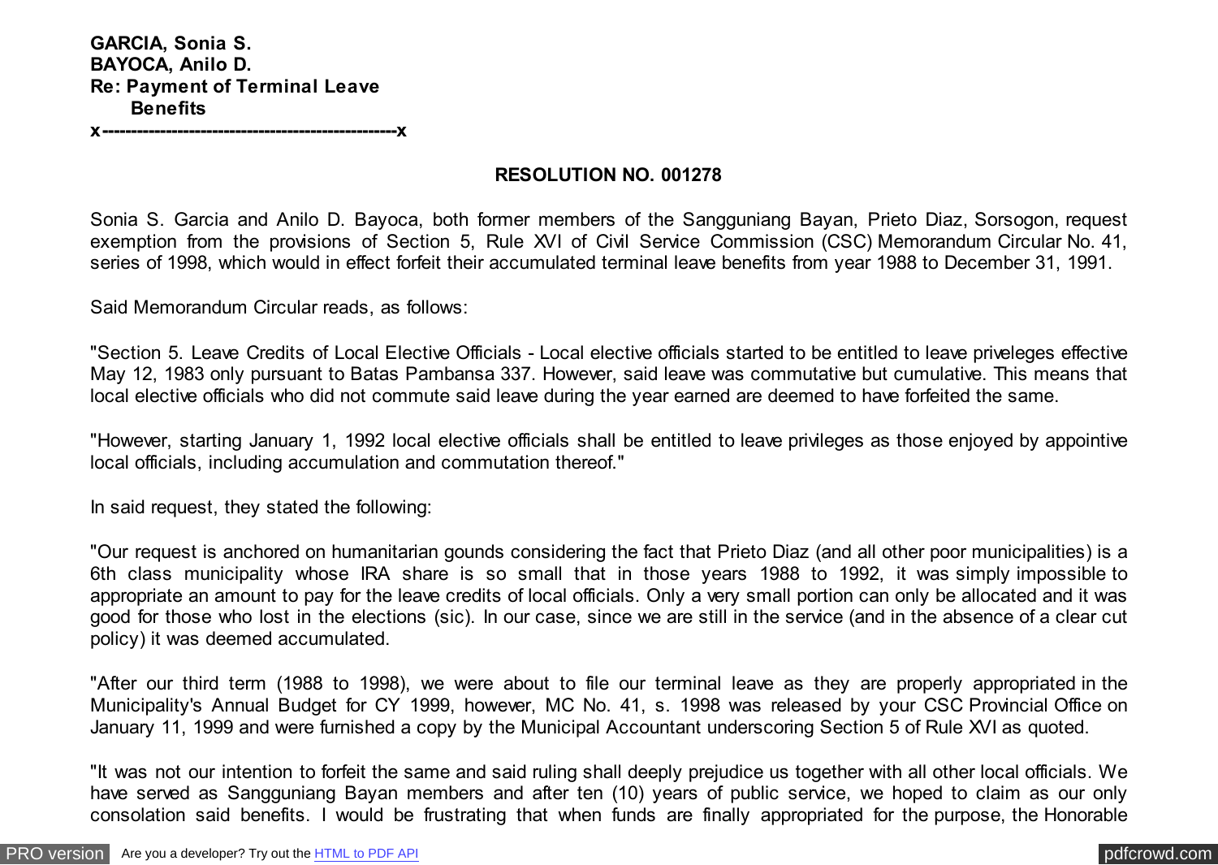**GARCIA, Sonia S.**
**BAYOCA, Anilo D.**
**Re: Payment of Terminal Leave Benefits**
**x---------------------------------------------------x**

**RESOLUTION NO. 001278**

Sonia S. Garcia and Anilo D. Bayoca, both former members of the Sangguniang Bayan, Prieto Diaz, Sorsogon, request exemption from the provisions of Section 5, Rule XVI of Civil Service Commission (CSC) Memorandum Circular No. 41, series of 1998, which would in effect forfeit their accumulated terminal leave benefits from year 1988 to December 31, 1991.

Said Memorandum Circular reads, as follows:

"Section 5. Leave Credits of Local Elective Officials - Local elective officials started to be entitled to leave priveleges effective May 12, 1983 only pursuant to Batas Pambansa 337. However, said leave was commutative but cumulative. This means that local elective officials who did not commute said leave during the year earned are deemed to have forfeited the same.

"However, starting January 1, 1992 local elective officials shall be entitled to leave privileges as those enjoyed by appointive local officials, including accumulation and commutation thereof."

In said request, they stated the following:

"Our request is anchored on humanitarian gounds considering the fact that Prieto Diaz (and all other poor municipalities) is a 6th class municipality whose IRA share is so small that in those years 1988 to 1992, it was simply impossible to appropriate an amount to pay for the leave credits of local officials. Only a very small portion can only be allocated and it was good for those who lost in the elections (sic). In our case, since we are still in the service (and in the absence of a clear cut policy) it was deemed accumulated.

"After our third term (1988 to 1998), we were about to file our terminal leave as they are properly appropriated in the Municipality's Annual Budget for CY 1999, however, MC No. 41, s. 1998 was released by your CSC Provincial Office on January 11, 1999 and were furnished a copy by the Municipal Accountant underscoring Section 5 of Rule XVI as quoted.

"It was not our intention to forfeit the same and said ruling shall deeply prejudice us together with all other local officials. We have served as Sangguniang Bayan members and after ten (10) years of public service, we hoped to claim as our only consolation said benefits. I would be frustrating that when funds are finally appropriated for the purpose, the Honorable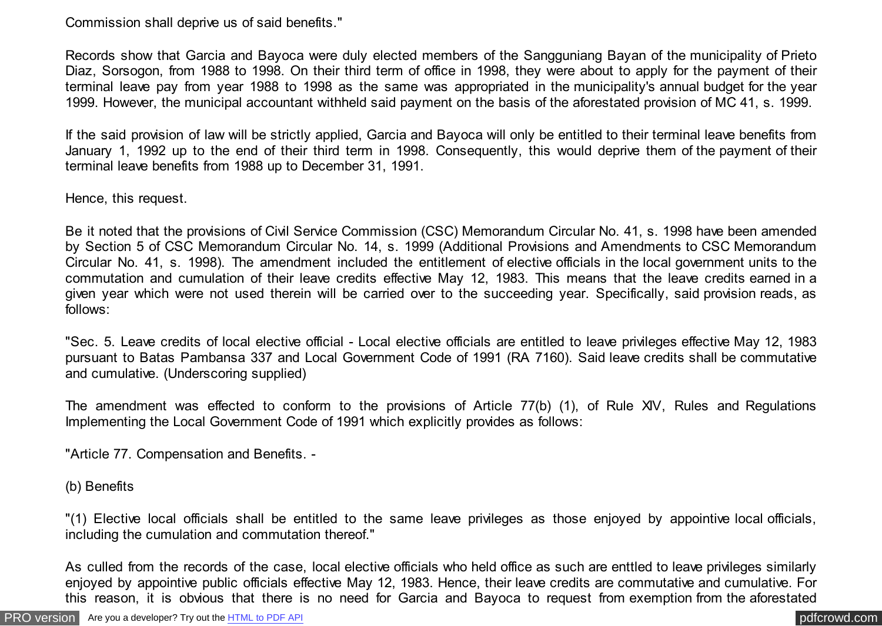Commission shall deprive us of said benefits."

Records show that Garcia and Bayoca were duly elected members of the Sangguniang Bayan of the municipality of Prieto Diaz, Sorsogon, from 1988 to 1998. On their third term of office in 1998, they were about to apply for the payment of their terminal leave pay from year 1988 to 1998 as the same was appropriated in the municipality's annual budget for the year 1999. However, the municipal accountant withheld said payment on the basis of the aforestated provision of MC 41, s. 1999.

If the said provision of law will be strictly applied, Garcia and Bayoca will only be entitled to their terminal leave benefits from January 1, 1992 up to the end of their third term in 1998. Consequently, this would deprive them of the payment of their terminal leave benefits from 1988 up to December 31, 1991.

Hence, this request.

Be it noted that the provisions of Civil Service Commission (CSC) Memorandum Circular No. 41, s. 1998 have been amended by Section 5 of CSC Memorandum Circular No. 14, s. 1999 (Additional Provisions and Amendments to CSC Memorandum Circular No. 41, s. 1998). The amendment included the entitlement of elective officials in the local government units to the commutation and cumulation of their leave credits effective May 12, 1983. This means that the leave credits earned in a given year which were not used therein will be carried over to the succeeding year. Specifically, said provision reads, as follows:

"Sec. 5. Leave credits of local elective official - Local elective officials are entitled to leave privileges effective May 12, 1983 pursuant to Batas Pambansa 337 and Local Government Code of 1991 (RA 7160). Said leave credits shall be commutative and cumulative. (Underscoring supplied)

The amendment was effected to conform to the provisions of Article 77(b) (1), of Rule XIV, Rules and Regulations Implementing the Local Government Code of 1991 which explicitly provides as follows:

"Article 77. Compensation and Benefits. -

(b) Benefits

"(1) Elective local officials shall be entitled to the same leave privileges as those enjoyed by appointive local officials, including the cumulation and commutation thereof."

As culled from the records of the case, local elective officials who held office as such are enttled to leave privileges similarly enjoyed by appointive public officials effective May 12, 1983. Hence, their leave credits are commutative and cumulative. For this reason, it is obvious that there is no need for Garcia and Bayoca to request from exemption from the aforestated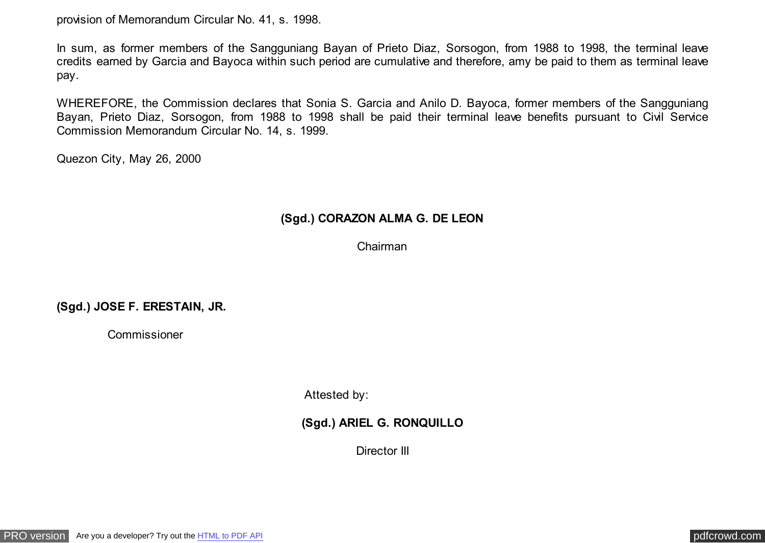provision of Memorandum Circular No. 41, s. 1998.

In sum, as former members of the Sangguniang Bayan of Prieto Diaz, Sorsogon, from 1988 to 1998, the terminal leave credits earned by Garcia and Bayoca within such period are cumulative and therefore, amy be paid to them as terminal leave pay.

WHEREFORE, the Commission declares that Sonia S. Garcia and Anilo D. Bayoca, former members of the Sangguniang Bayan, Prieto Diaz, Sorsogon, from 1988 to 1998 shall be paid their terminal leave benefits pursuant to Civil Service Commission Memorandum Circular No. 14, s. 1999.

Quezon City, May 26, 2000

**(Sgd.) CORAZON ALMA G. DE LEON**

Chairman

**(Sgd.) JOSE F. ERESTAIN, JR.**

Commissioner

Attested by:

**(Sgd.) ARIEL G. RONQUILLO**

Director III